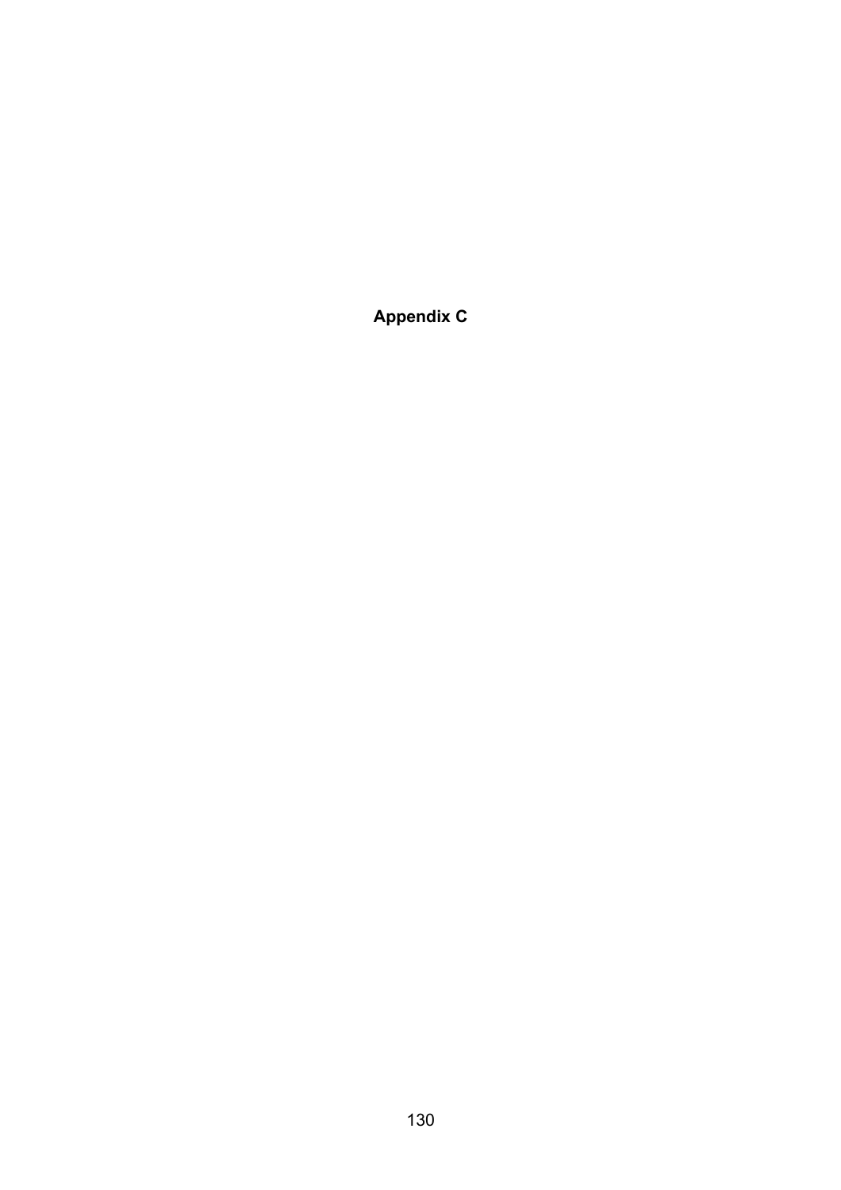# Appendix C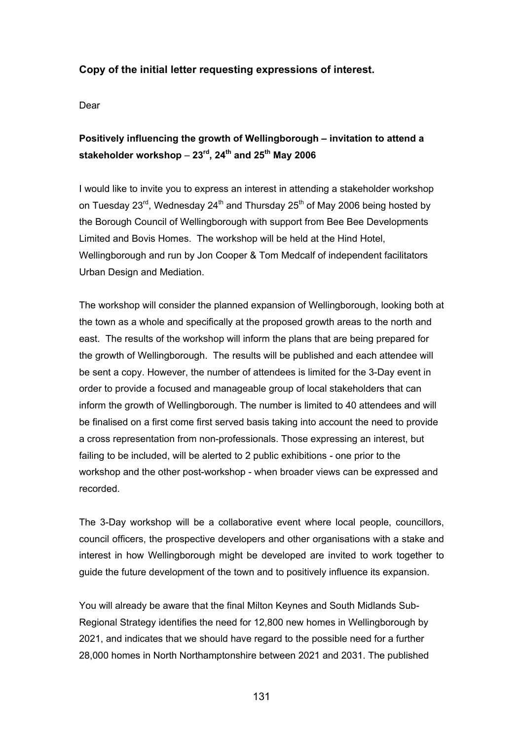### Copy of the initial letter requesting expressions of interest.

Dear

**Positively influencing the growth of Wellingborough – invitation to attend a stakeholder workshop – 23rd, 24th and 25th May 2006**

I would like to invite you to express an interest in attending a stakeholder workshop on Tuesday 23rd, Wednesday 24th and Thursday 25th of May 2006 being hosted by the Borough Council of Wellingborough with support from Bee Bee Developments Limited and Bovis Homes. The workshop will be held at the Hind Hotel, Wellingborough and run by Jon Cooper & Tom Medcalf of independent facilitators Urban Design and Mediation.

The workshop will consider the planned expansion of Wellingborough, looking both at the town as a whole and specifically at the proposed growth areas to the north and east. The results of the workshop will inform the plans that are being prepared for the growth of Wellingborough. The results will be published and each attendee will be sent a copy. However, the number of attendees is limited for the 3-Day event in order to provide a focused and manageable group of local stakeholders that can inform the growth of Wellingborough. The number is limited to 40 attendees and will be finalised on a first come first served basis taking into account the need to provide a cross representation from non-professionals. Those expressing an interest, but failing to be included, will be alerted to 2 public exhibitions - one prior to the workshop and the other post-workshop - when broader views can be expressed and recorded.

The 3-Day workshop will be a collaborative event where local people, councillors, council officers, the prospective developers and other organisations with a stake and interest in how Wellingborough might be developed are invited to work together to guide the future development of the town and to positively influence its expansion.

You will already be aware that the final Milton Keynes and South Midlands Sub-Regional Strategy identifies the need for 12,800 new homes in Wellingborough by 2021, and indicates that we should have regard to the possible need for a further 28,000 homes in North Northamptonshire between 2021 and 2031. The published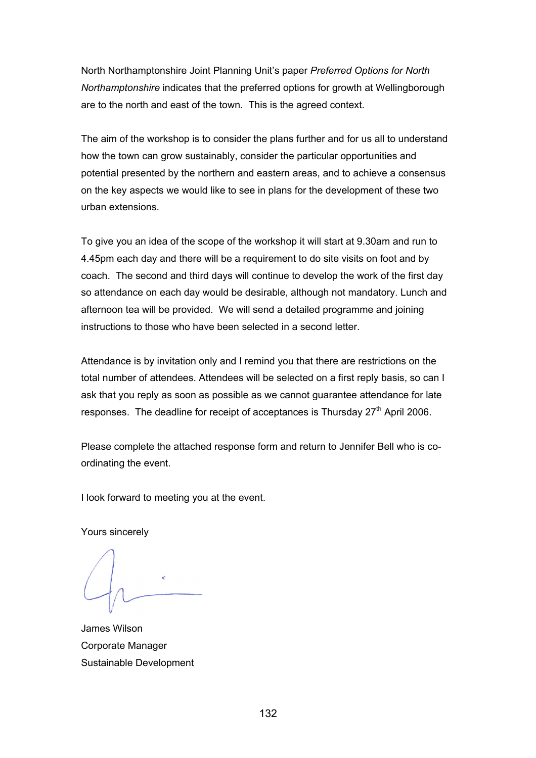North Northamptonshire Joint Planning Unit's paper *Preferred Options for North Northamptonshire* indicates that the preferred options for growth at Wellingborough are to the north and east of the town. This is the agreed context.

The aim of the workshop is to consider the plans further and for us all to understand how the town can grow sustainably, consider the particular opportunities and potential presented by the northern and eastern areas, and to achieve a consensus on the key aspects we would like to see in plans for the development of these two urban extensions.

To give you an idea of the scope of the workshop it will start at 9.30am and run to 4.45pm each day and there will be a requirement to do site visits on foot and by coach. The second and third days will continue to develop the work of the first day so attendance on each day would be desirable, although not mandatory. Lunch and afternoon tea will be provided. We will send a detailed programme and joining instructions to those who have been selected in a second letter.

Attendance is by invitation only and I remind you that there are restrictions on the total number of attendees. Attendees will be selected on a first reply basis, so can I ask that you reply as soon as possible as we cannot guarantee attendance for late responses. The deadline for receipt of acceptances is Thursday 27th April 2006.

Please complete the attached response form and return to Jennifer Bell who is co-ordinating the event.

I look forward to meeting you at the event.

Yours sincerely

James Wilson
Corporate Manager
Sustainable Development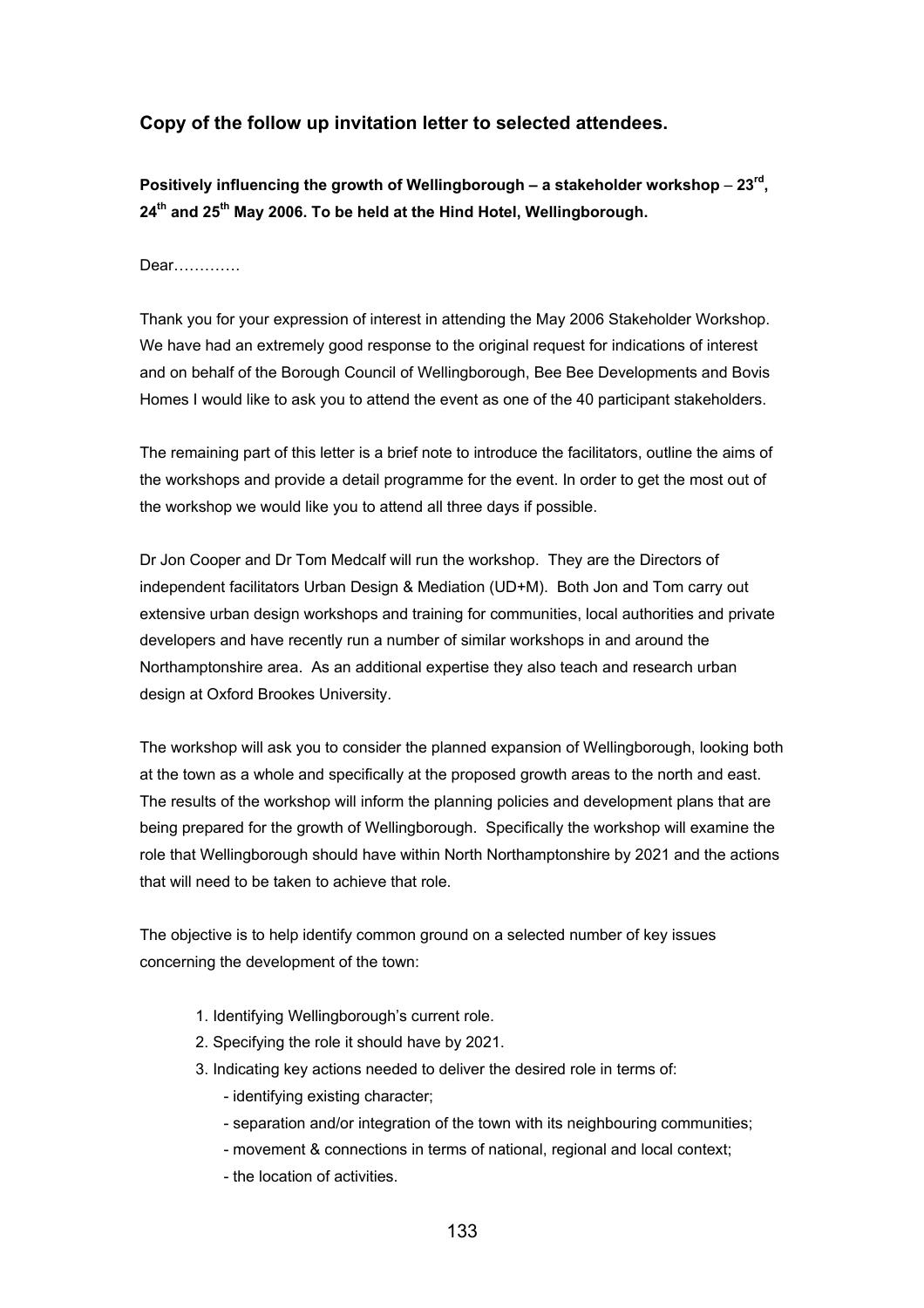## Copy of the follow up invitation letter to selected attendees.

**Positively influencing the growth of Wellingborough – a stakeholder workshop – 23rd, 24th and 25th May 2006. To be held at the Hind Hotel, Wellingborough.**

Dear………….

Thank you for your expression of interest in attending the May 2006 Stakeholder Workshop. We have had an extremely good response to the original request for indications of interest and on behalf of the Borough Council of Wellingborough, Bee Bee Developments and Bovis Homes I would like to ask you to attend the event as one of the 40 participant stakeholders.

The remaining part of this letter is a brief note to introduce the facilitators, outline the aims of the workshops and provide a detail programme for the event. In order to get the most out of the workshop we would like you to attend all three days if possible.

Dr Jon Cooper and Dr Tom Medcalf will run the workshop. They are the Directors of independent facilitators Urban Design & Mediation (UD+M). Both Jon and Tom carry out extensive urban design workshops and training for communities, local authorities and private developers and have recently run a number of similar workshops in and around the Northamptonshire area. As an additional expertise they also teach and research urban design at Oxford Brookes University.

The workshop will ask you to consider the planned expansion of Wellingborough, looking both at the town as a whole and specifically at the proposed growth areas to the north and east. The results of the workshop will inform the planning policies and development plans that are being prepared for the growth of Wellingborough. Specifically the workshop will examine the role that Wellingborough should have within North Northamptonshire by 2021 and the actions that will need to be taken to achieve that role.

The objective is to help identify common ground on a selected number of key issues concerning the development of the town:

1. Identifying Wellingborough's current role.
2. Specifying the role it should have by 2021.
3. Indicating key actions needed to deliver the desired role in terms of:
   - identifying existing character;
   - separation and/or integration of the town with its neighbouring communities;
   - movement & connections in terms of national, regional and local context;
   - the location of activities.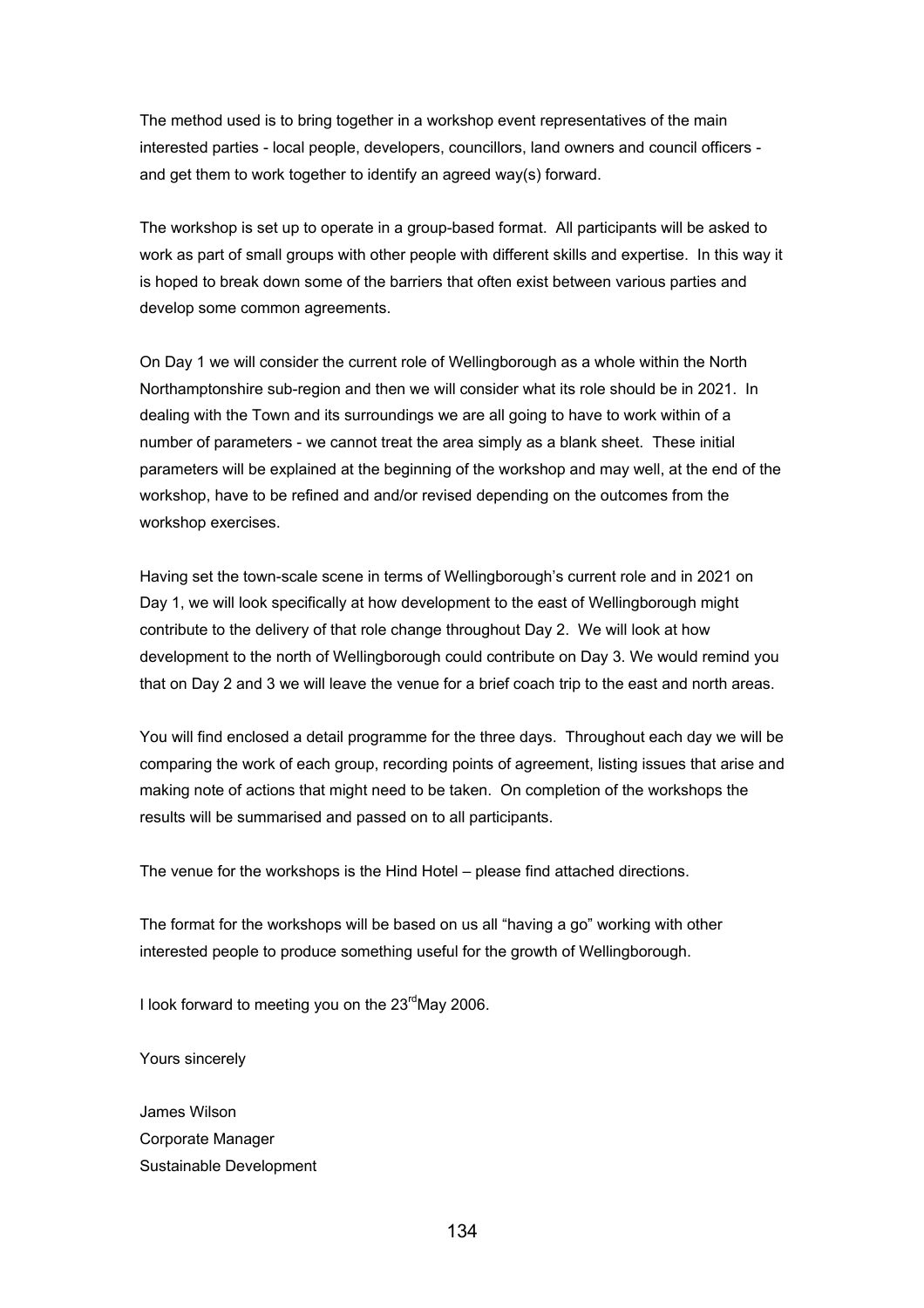The method used is to bring together in a workshop event representatives of the main interested parties - local people, developers, councillors, land owners and council officers - and get them to work together to identify an agreed way(s) forward.

The workshop is set up to operate in a group-based format. All participants will be asked to work as part of small groups with other people with different skills and expertise. In this way it is hoped to break down some of the barriers that often exist between various parties and develop some common agreements.

On Day 1 we will consider the current role of Wellingborough as a whole within the North Northamptonshire sub-region and then we will consider what its role should be in 2021. In dealing with the Town and its surroundings we are all going to have to work within of a number of parameters - we cannot treat the area simply as a blank sheet. These initial parameters will be explained at the beginning of the workshop and may well, at the end of the workshop, have to be refined and and/or revised depending on the outcomes from the workshop exercises.

Having set the town-scale scene in terms of Wellingborough's current role and in 2021 on Day 1, we will look specifically at how development to the east of Wellingborough might contribute to the delivery of that role change throughout Day 2. We will look at how development to the north of Wellingborough could contribute on Day 3. We would remind you that on Day 2 and 3 we will leave the venue for a brief coach trip to the east and north areas.

You will find enclosed a detail programme for the three days. Throughout each day we will be comparing the work of each group, recording points of agreement, listing issues that arise and making note of actions that might need to be taken. On completion of the workshops the results will be summarised and passed on to all participants.

The venue for the workshops is the Hind Hotel – please find attached directions.

The format for the workshops will be based on us all "having a go" working with other interested people to produce something useful for the growth of Wellingborough.

I look forward to meeting you on the 23rd May 2006.

Yours sincerely

James Wilson
Corporate Manager
Sustainable Development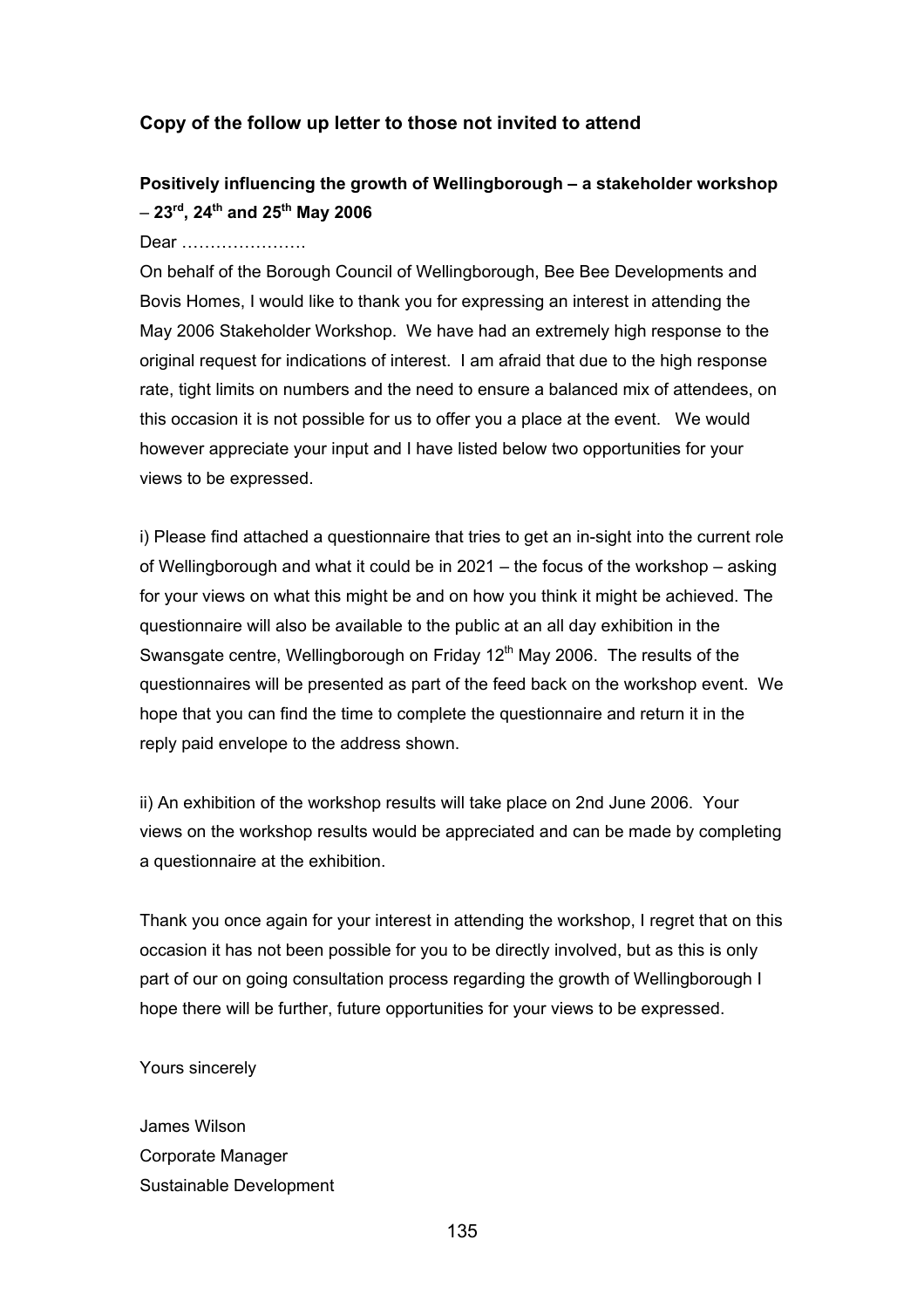### Copy of the follow up letter to those not invited to attend

**Positively influencing the growth of Wellingborough – a stakeholder workshop – 23rd, 24th and 25th May 2006**

Dear ………………….

On behalf of the Borough Council of Wellingborough, Bee Bee Developments and Bovis Homes, I would like to thank you for expressing an interest in attending the May 2006 Stakeholder Workshop. We have had an extremely high response to the original request for indications of interest. I am afraid that due to the high response rate, tight limits on numbers and the need to ensure a balanced mix of attendees, on this occasion it is not possible for us to offer you a place at the event. We would however appreciate your input and I have listed below two opportunities for your views to be expressed.

i) Please find attached a questionnaire that tries to get an in-sight into the current role of Wellingborough and what it could be in 2021 – the focus of the workshop – asking for your views on what this might be and on how you think it might be achieved. The questionnaire will also be available to the public at an all day exhibition in the Swansgate centre, Wellingborough on Friday 12th May 2006. The results of the questionnaires will be presented as part of the feed back on the workshop event. We hope that you can find the time to complete the questionnaire and return it in the reply paid envelope to the address shown.

ii) An exhibition of the workshop results will take place on 2nd June 2006. Your views on the workshop results would be appreciated and can be made by completing a questionnaire at the exhibition.

Thank you once again for your interest in attending the workshop, I regret that on this occasion it has not been possible for you to be directly involved, but as this is only part of our on going consultation process regarding the growth of Wellingborough I hope there will be further, future opportunities for your views to be expressed.

Yours sincerely

James Wilson
Corporate Manager
Sustainable Development